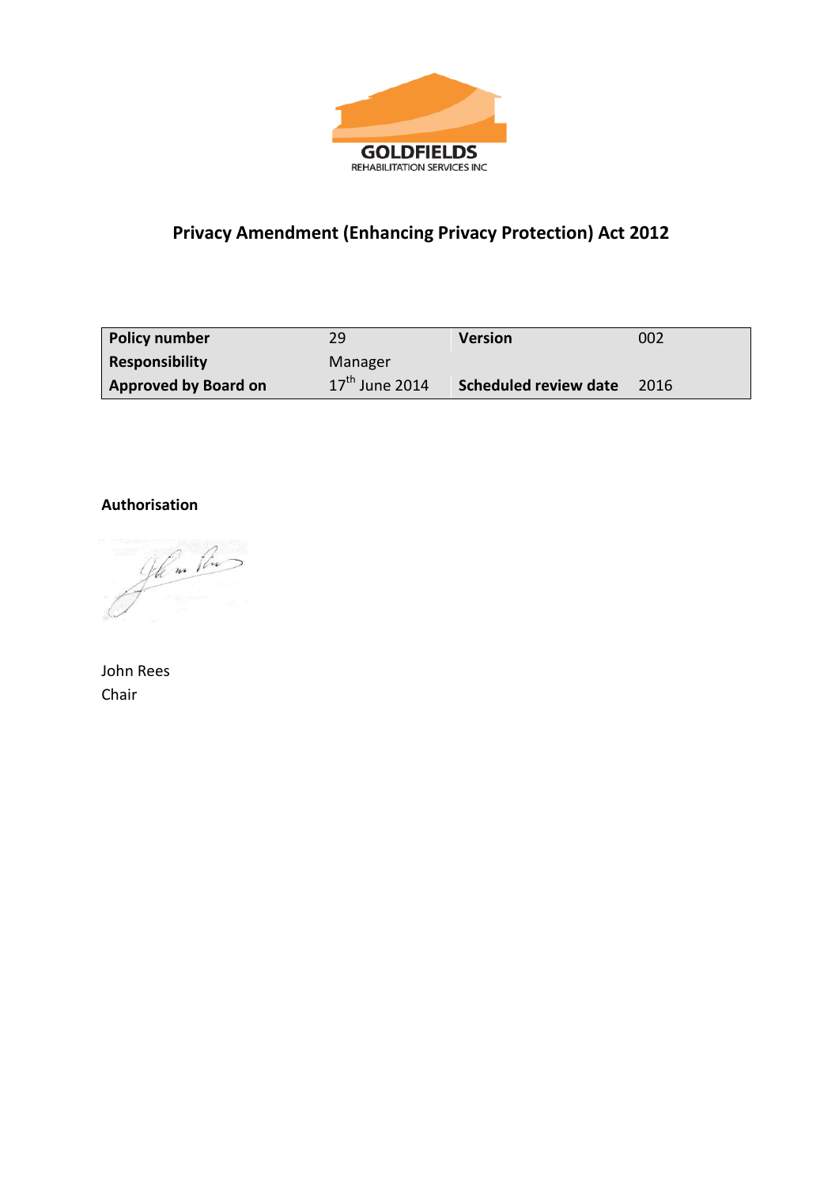GOLDFIELDS
REHABILITATION SERVICES INC

# Privacy Amendment (Enhancing Privacy Protection) Act 2012

| | | | |
|---|---|---|---|
| **Policy number** | 29 | **Version** | 002 |
| **Responsibility** | Manager | | |
| **Approved by Board on** | 17th June 2014 | **Scheduled review date** | 2016 |

**Authorisation**

John Rees
Chair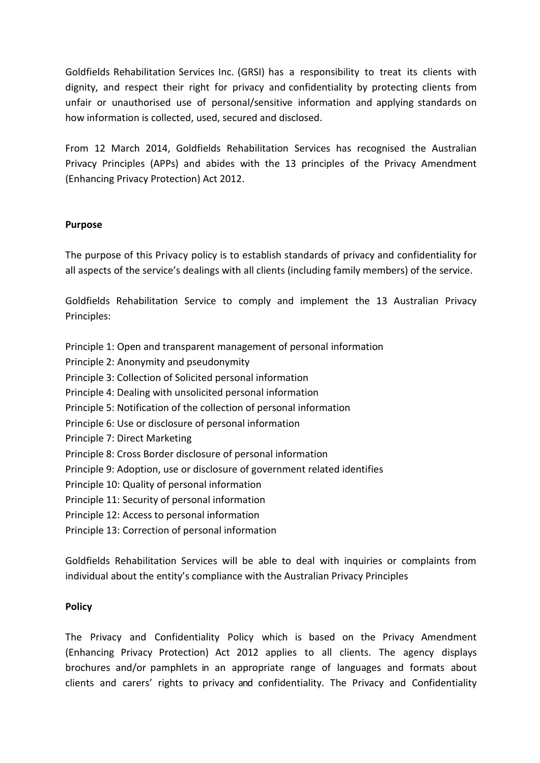Goldfields Rehabilitation Services Inc. (GRSI) has a responsibility to treat its clients with dignity, and respect their right for privacy and confidentiality by protecting clients from unfair or unauthorised use of personal/sensitive information and applying standards on how information is collected, used, secured and disclosed.

From 12 March 2014, Goldfields Rehabilitation Services has recognised the Australian Privacy Principles (APPs) and abides with the 13 principles of the Privacy Amendment (Enhancing Privacy Protection) Act 2012.

**Purpose**

The purpose of this Privacy policy is to establish standards of privacy and confidentiality for all aspects of the service's dealings with all clients (including family members) of the service.

Goldfields Rehabilitation Service to comply and implement the 13 Australian Privacy Principles:

Principle 1: Open and transparent management of personal information
Principle 2: Anonymity and pseudonymity
Principle 3: Collection of Solicited personal information
Principle 4: Dealing with unsolicited personal information
Principle 5: Notification of the collection of personal information
Principle 6: Use or disclosure of personal information
Principle 7: Direct Marketing
Principle 8: Cross Border disclosure of personal information
Principle 9: Adoption, use or disclosure of government related identifies
Principle 10: Quality of personal information
Principle 11: Security of personal information
Principle 12: Access to personal information
Principle 13: Correction of personal information

Goldfields Rehabilitation Services will be able to deal with inquiries or complaints from individual about the entity's compliance with the Australian Privacy Principles

**Policy**

The Privacy and Confidentiality Policy which is based on the Privacy Amendment (Enhancing Privacy Protection) Act 2012 applies to all clients. The agency displays brochures and/or pamphlets in an appropriate range of languages and formats about clients and carers' rights to privacy and confidentiality. The Privacy and Confidentiality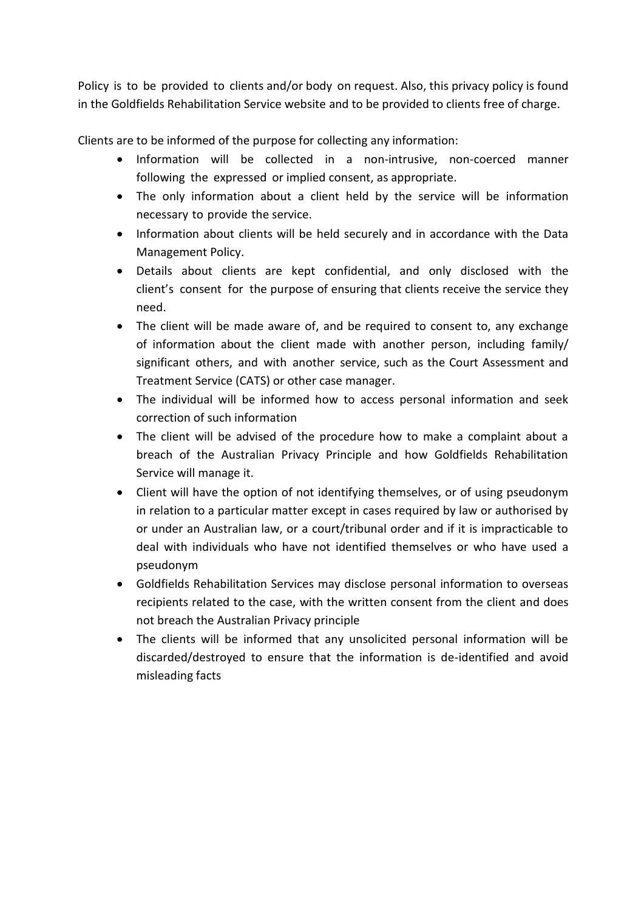Policy is to be provided to clients and/or body on request. Also, this privacy policy is found in the Goldfields Rehabilitation Service website and to be provided to clients free of charge.

Clients are to be informed of the purpose for collecting any information:

- Information will be collected in a non-intrusive, non-coerced manner following the expressed or implied consent, as appropriate.
- The only information about a client held by the service will be information necessary to provide the service.
- Information about clients will be held securely and in accordance with the Data Management Policy.
- Details about clients are kept confidential, and only disclosed with the client's consent for the purpose of ensuring that clients receive the service they need.
- The client will be made aware of, and be required to consent to, any exchange of information about the client made with another person, including family/ significant others, and with another service, such as the Court Assessment and Treatment Service (CATS) or other case manager.
- The individual will be informed how to access personal information and seek correction of such information
- The client will be advised of the procedure how to make a complaint about a breach of the Australian Privacy Principle and how Goldfields Rehabilitation Service will manage it.
- Client will have the option of not identifying themselves, or of using pseudonym in relation to a particular matter except in cases required by law or authorised by or under an Australian law, or a court/tribunal order and if it is impracticable to deal with individuals who have not identified themselves or who have used a pseudonym
- Goldfields Rehabilitation Services may disclose personal information to overseas recipients related to the case, with the written consent from the client and does not breach the Australian Privacy principle
- The clients will be informed that any unsolicited personal information will be discarded/destroyed to ensure that the information is de-identified and avoid misleading facts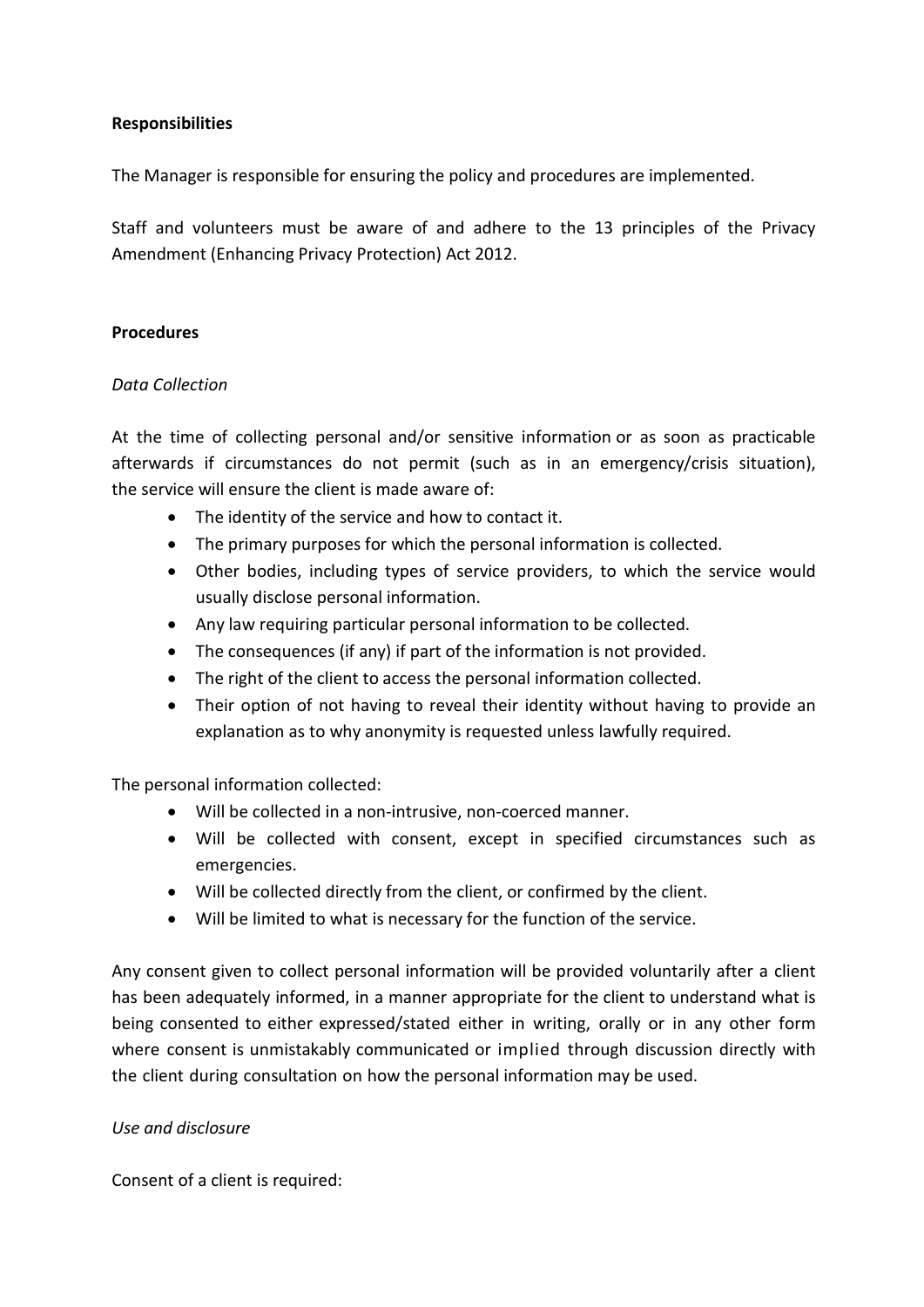**Responsibilities**

The Manager is responsible for ensuring the policy and procedures are implemented.

Staff and volunteers must be aware of and adhere to the 13 principles of the Privacy Amendment (Enhancing Privacy Protection) Act 2012.

**Procedures**

*Data Collection*

At the time of collecting personal and/or sensitive information or as soon as practicable afterwards if circumstances do not permit (such as in an emergency/crisis situation), the service will ensure the client is made aware of:

- The identity of the service and how to contact it.
- The primary purposes for which the personal information is collected.
- Other bodies, including types of service providers, to which the service would usually disclose personal information.
- Any law requiring particular personal information to be collected.
- The consequences (if any) if part of the information is not provided.
- The right of the client to access the personal information collected.
- Their option of not having to reveal their identity without having to provide an explanation as to why anonymity is requested unless lawfully required.

The personal information collected:

- Will be collected in a non-intrusive, non-coerced manner.
- Will be collected with consent, except in specified circumstances such as emergencies.
- Will be collected directly from the client, or confirmed by the client.
- Will be limited to what is necessary for the function of the service.

Any consent given to collect personal information will be provided voluntarily after a client has been adequately informed, in a manner appropriate for the client to understand what is being consented to either expressed/stated either in writing, orally or in any other form where consent is unmistakably communicated or implied through discussion directly with the client during consultation on how the personal information may be used.

*Use and disclosure*

Consent of a client is required: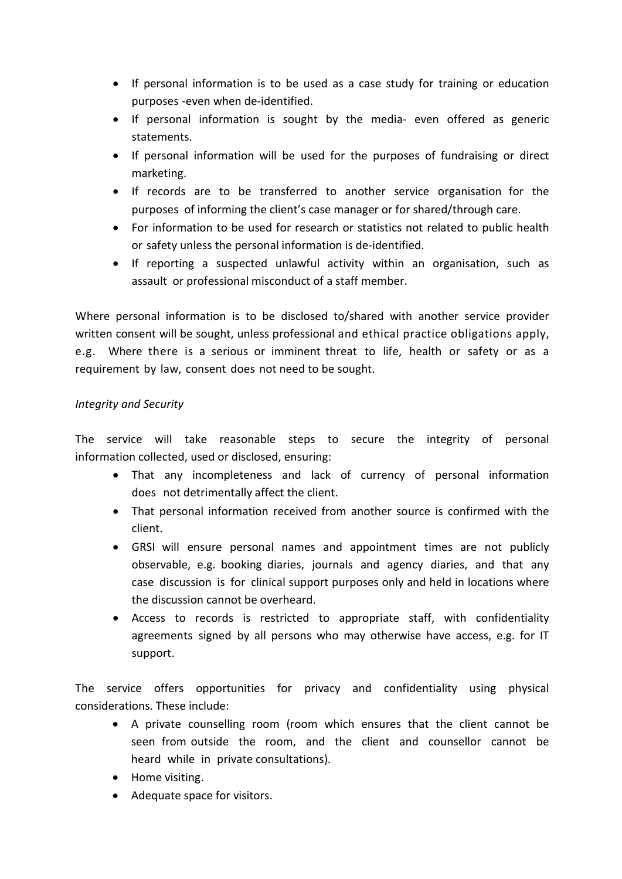- If personal information is to be used as a case study for training or education purposes -even when de-identified.
- If personal information is sought by the media- even offered as generic statements.
- If personal information will be used for the purposes of fundraising or direct marketing.
- If records are to be transferred to another service organisation for the purposes of informing the client's case manager or for shared/through care.
- For information to be used for research or statistics not related to public health or safety unless the personal information is de-identified.
- If reporting a suspected unlawful activity within an organisation, such as assault or professional misconduct of a staff member.

Where personal information is to be disclosed to/shared with another service provider written consent will be sought, unless professional and ethical practice obligations apply, e.g. Where there is a serious or imminent threat to life, health or safety or as a requirement by law, consent does not need to be sought.

*Integrity and Security*

The service will take reasonable steps to secure the integrity of personal information collected, used or disclosed, ensuring:

- That any incompleteness and lack of currency of personal information does not detrimentally affect the client.
- That personal information received from another source is confirmed with the client.
- GRSI will ensure personal names and appointment times are not publicly observable, e.g. booking diaries, journals and agency diaries, and that any case discussion is for clinical support purposes only and held in locations where the discussion cannot be overheard.
- Access to records is restricted to appropriate staff, with confidentiality agreements signed by all persons who may otherwise have access, e.g. for IT support.

The service offers opportunities for privacy and confidentiality using physical considerations. These include:

- A private counselling room (room which ensures that the client cannot be seen from outside the room, and the client and counsellor cannot be heard while in private consultations).
- Home visiting.
- Adequate space for visitors.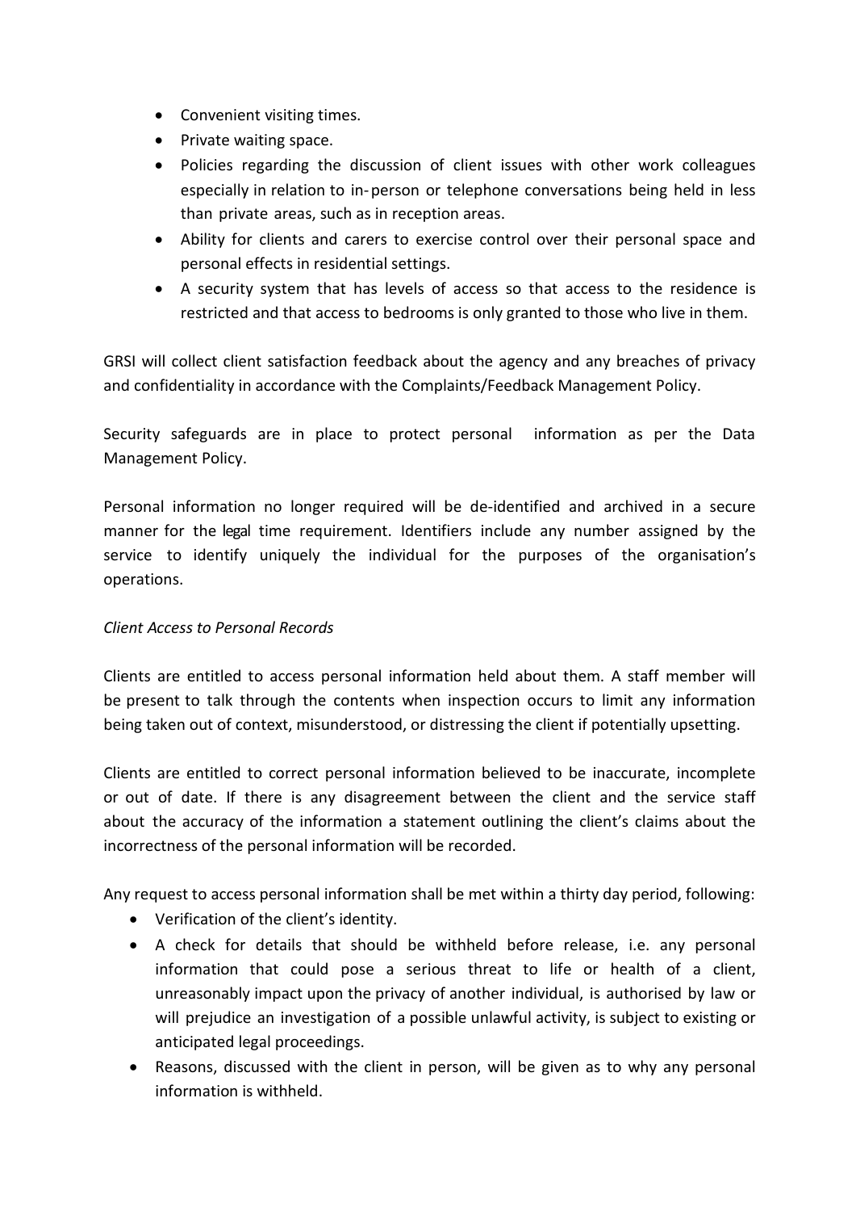- Convenient visiting times.
- Private waiting space.
- Policies regarding the discussion of client issues with other work colleagues especially in relation to in-person or telephone conversations being held in less than private areas, such as in reception areas.
- Ability for clients and carers to exercise control over their personal space and personal effects in residential settings.
- A security system that has levels of access so that access to the residence is restricted and that access to bedrooms is only granted to those who live in them.

GRSI will collect client satisfaction feedback about the agency and any breaches of privacy and confidentiality in accordance with the Complaints/Feedback Management Policy.

Security safeguards are in place to protect personal information as per the Data Management Policy.

Personal information no longer required will be de-identified and archived in a secure manner for the legal time requirement. Identifiers include any number assigned by the service to identify uniquely the individual for the purposes of the organisation's operations.

*Client Access to Personal Records*

Clients are entitled to access personal information held about them. A staff member will be present to talk through the contents when inspection occurs to limit any information being taken out of context, misunderstood, or distressing the client if potentially upsetting.

Clients are entitled to correct personal information believed to be inaccurate, incomplete or out of date. If there is any disagreement between the client and the service staff about the accuracy of the information a statement outlining the client's claims about the incorrectness of the personal information will be recorded.

Any request to access personal information shall be met within a thirty day period, following:

- Verification of the client's identity.
- A check for details that should be withheld before release, i.e. any personal information that could pose a serious threat to life or health of a client, unreasonably impact upon the privacy of another individual, is authorised by law or will prejudice an investigation of a possible unlawful activity, is subject to existing or anticipated legal proceedings.
- Reasons, discussed with the client in person, will be given as to why any personal information is withheld.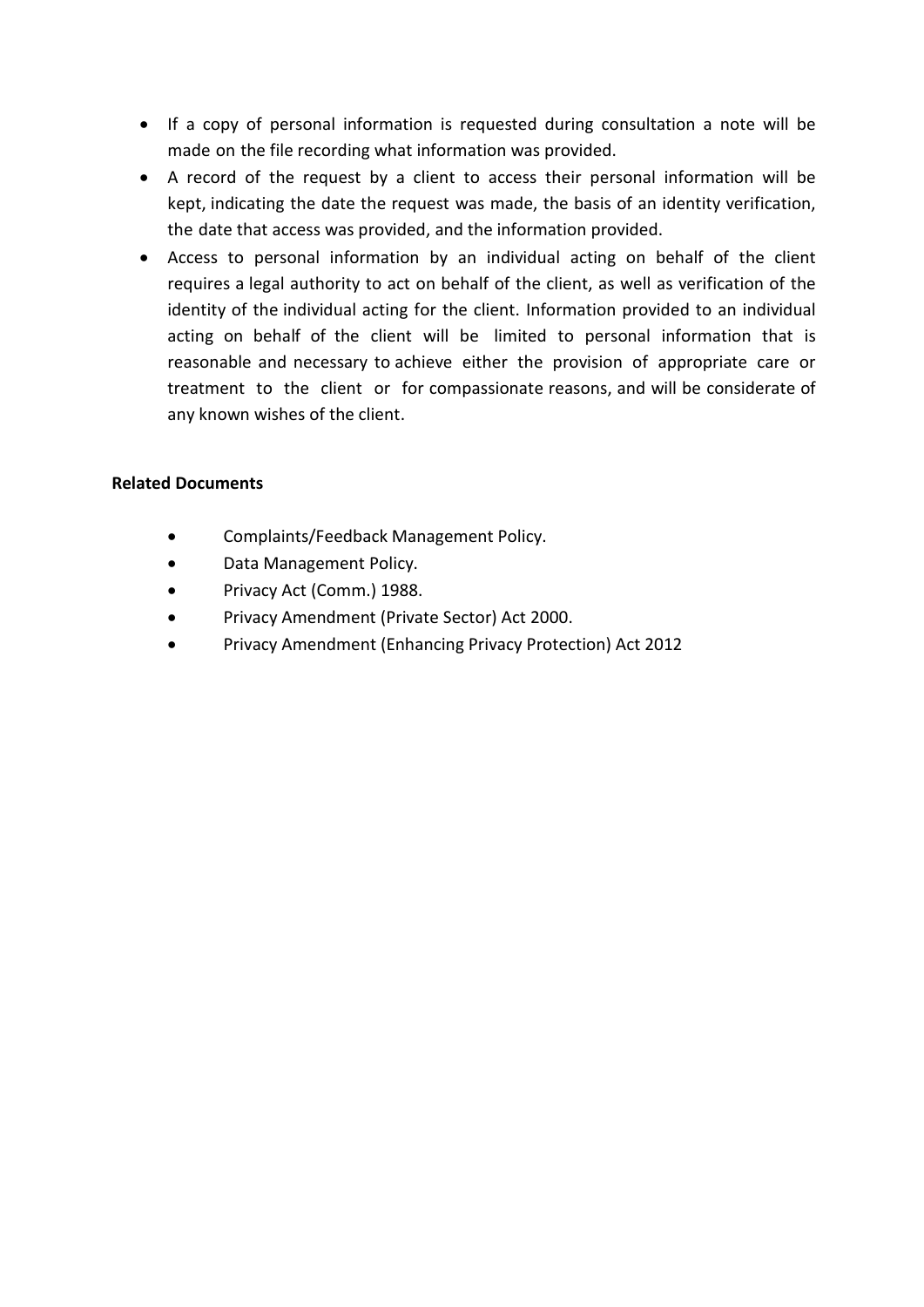- If a copy of personal information is requested during consultation a note will be made on the file recording what information was provided.
- A record of the request by a client to access their personal information will be kept, indicating the date the request was made, the basis of an identity verification, the date that access was provided, and the information provided.
- Access to personal information by an individual acting on behalf of the client requires a legal authority to act on behalf of the client, as well as verification of the identity of the individual acting for the client. Information provided to an individual acting on behalf of the client will be limited to personal information that is reasonable and necessary to achieve either the provision of appropriate care or treatment to the client or for compassionate reasons, and will be considerate of any known wishes of the client.

**Related Documents**

- Complaints/Feedback Management Policy.
- Data Management Policy.
- Privacy Act (Comm.) 1988.
- Privacy Amendment (Private Sector) Act 2000.
- Privacy Amendment (Enhancing Privacy Protection) Act 2012